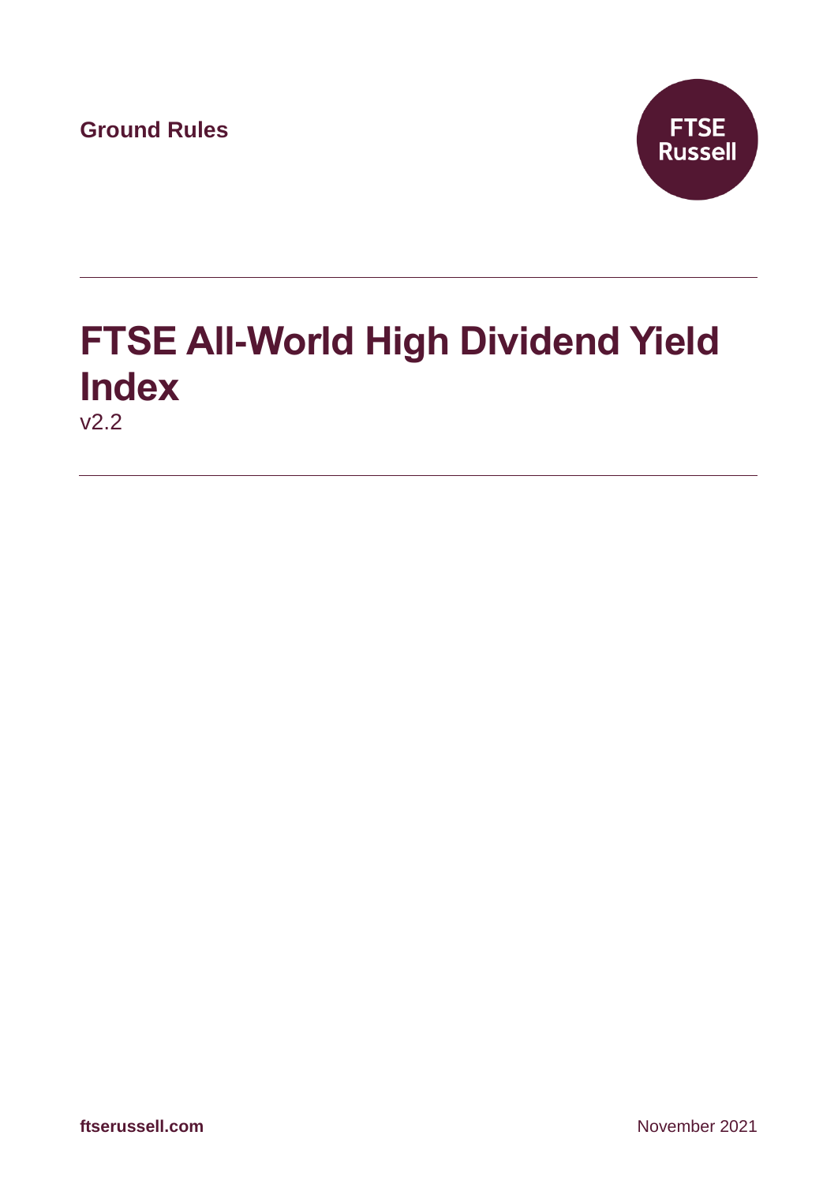Ground Rules

FTSE Russell

# FTSE All-World High Dividend Yield Index

v2.2

ftserussell.com

November 2021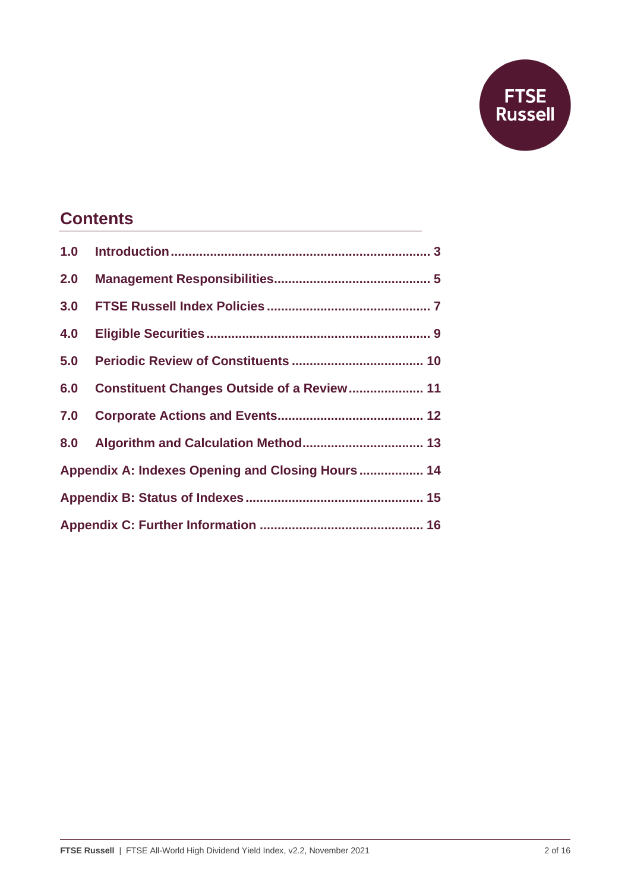## Contents

| | | |
|---|---|---|
| 1.0 | Introduction | 3 |
| 2.0 | Management Responsibilities | 5 |
| 3.0 | FTSE Russell Index Policies | 7 |
| 4.0 | Eligible Securities | 9 |
| 5.0 | Periodic Review of Constituents | 10 |
| 6.0 | Constituent Changes Outside of a Review | 11 |
| 7.0 | Corporate Actions and Events | 12 |
| 8.0 | Algorithm and Calculation Method | 13 |
| Appendix A: Indexes Opening and Closing Hours | | 14 |
| Appendix B: Status of Indexes | | 15 |
| Appendix C: Further Information | | 16 |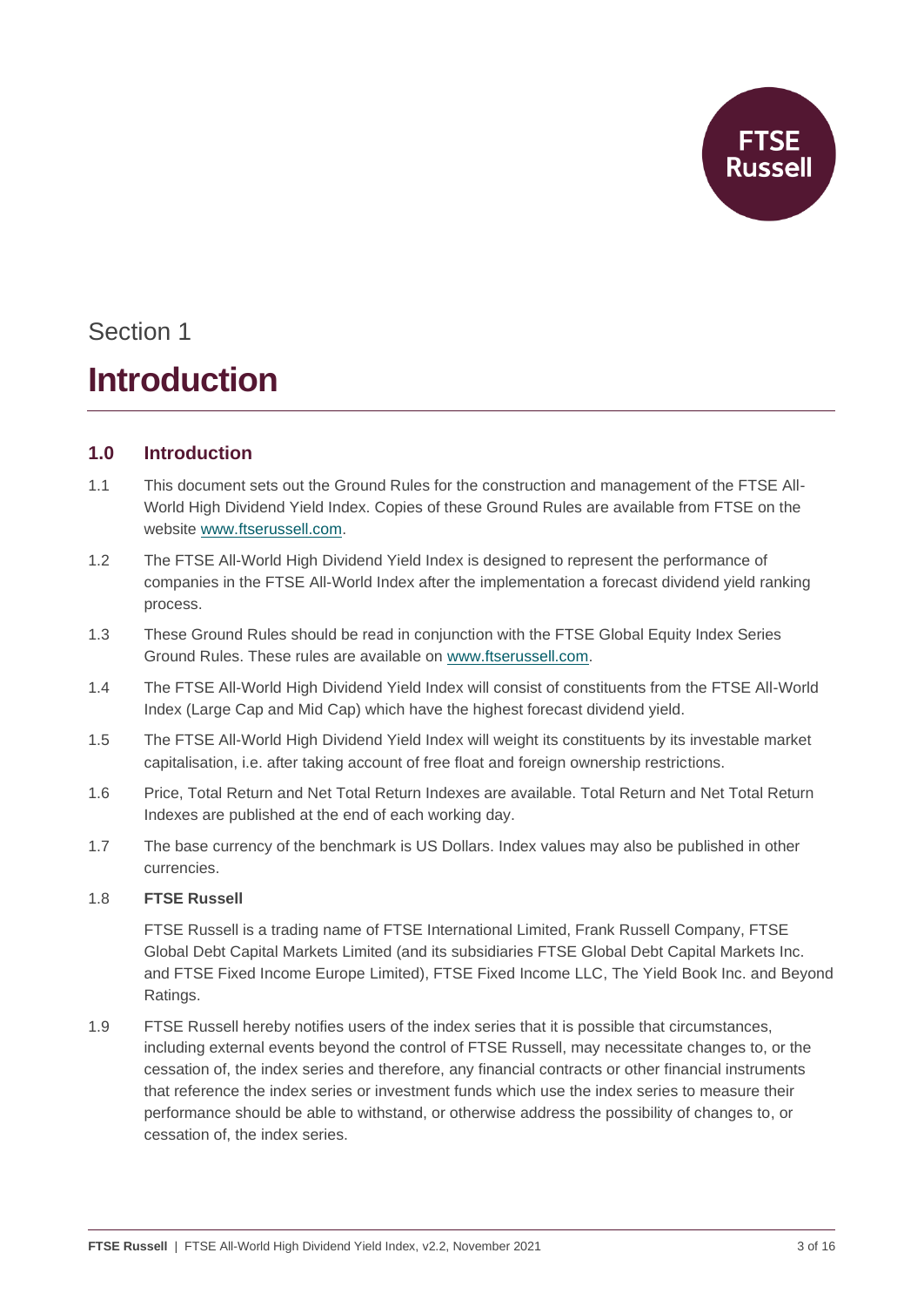Section 1

# Introduction

## 1.0 Introduction

1.1 This document sets out the Ground Rules for the construction and management of the FTSE All-World High Dividend Yield Index. Copies of these Ground Rules are available from FTSE on the website www.ftserussell.com.

1.2 The FTSE All-World High Dividend Yield Index is designed to represent the performance of companies in the FTSE All-World Index after the implementation a forecast dividend yield ranking process.

1.3 These Ground Rules should be read in conjunction with the FTSE Global Equity Index Series Ground Rules. These rules are available on www.ftserussell.com.

1.4 The FTSE All-World High Dividend Yield Index will consist of constituents from the FTSE All-World Index (Large Cap and Mid Cap) which have the highest forecast dividend yield.

1.5 The FTSE All-World High Dividend Yield Index will weight its constituents by its investable market capitalisation, i.e. after taking account of free float and foreign ownership restrictions.

1.6 Price, Total Return and Net Total Return Indexes are available. Total Return and Net Total Return Indexes are published at the end of each working day.

1.7 The base currency of the benchmark is US Dollars. Index values may also be published in other currencies.

1.8 **FTSE Russell**

FTSE Russell is a trading name of FTSE International Limited, Frank Russell Company, FTSE Global Debt Capital Markets Limited (and its subsidiaries FTSE Global Debt Capital Markets Inc. and FTSE Fixed Income Europe Limited), FTSE Fixed Income LLC, The Yield Book Inc. and Beyond Ratings.

1.9 FTSE Russell hereby notifies users of the index series that it is possible that circumstances, including external events beyond the control of FTSE Russell, may necessitate changes to, or the cessation of, the index series and therefore, any financial contracts or other financial instruments that reference the index series or investment funds which use the index series to measure their performance should be able to withstand, or otherwise address the possibility of changes to, or cessation of, the index series.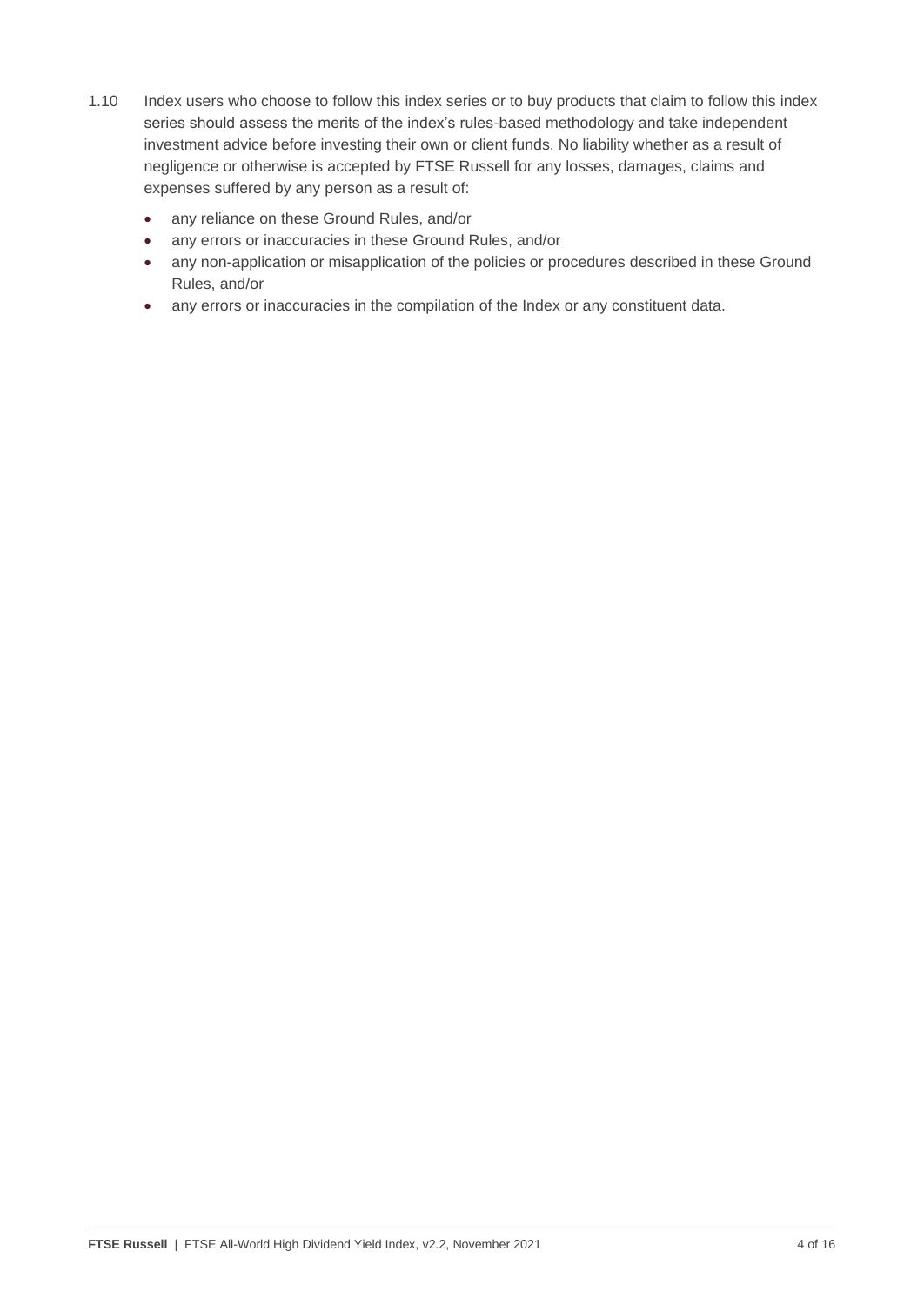1.10 Index users who choose to follow this index series or to buy products that claim to follow this index series should assess the merits of the index's rules-based methodology and take independent investment advice before investing their own or client funds. No liability whether as a result of negligence or otherwise is accepted by FTSE Russell for any losses, damages, claims and expenses suffered by any person as a result of:

- any reliance on these Ground Rules, and/or
- any errors or inaccuracies in these Ground Rules, and/or
- any non-application or misapplication of the policies or procedures described in these Ground Rules, and/or
- any errors or inaccuracies in the compilation of the Index or any constituent data.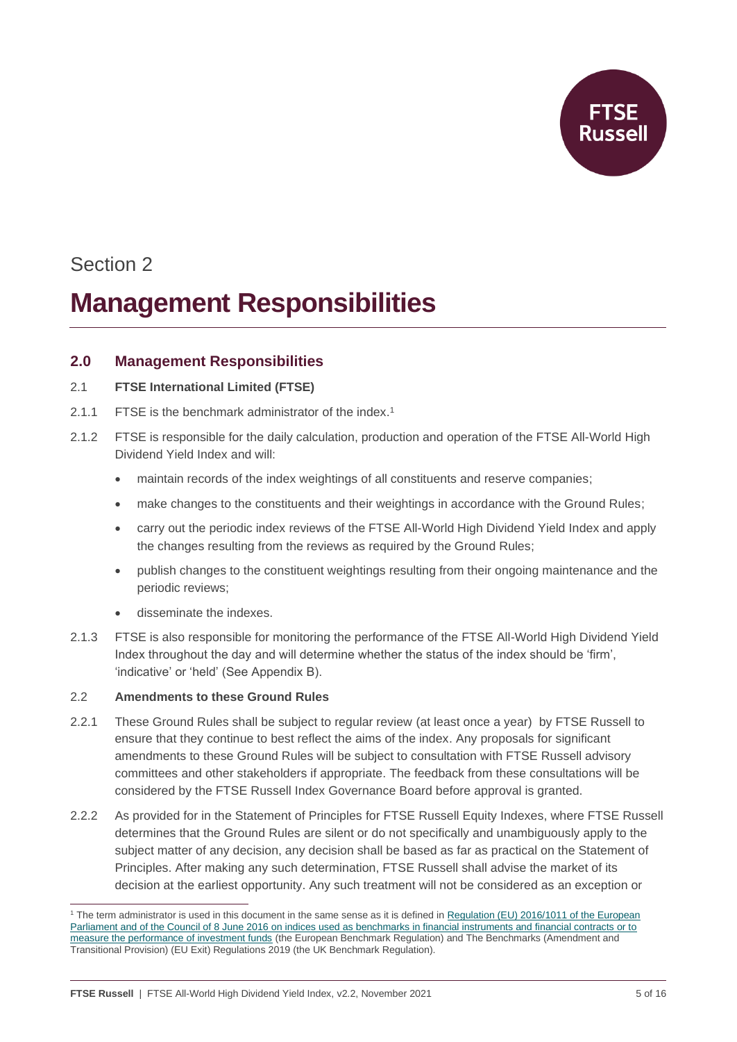Section 2

# Management Responsibilities

## 2.0 Management Responsibilities

### 2.1 FTSE International Limited (FTSE)

2.1.1 FTSE is the benchmark administrator of the index.[1]

2.1.2 FTSE is responsible for the daily calculation, production and operation of the FTSE All-World High Dividend Yield Index and will:

- maintain records of the index weightings of all constituents and reserve companies;
- make changes to the constituents and their weightings in accordance with the Ground Rules;
- carry out the periodic index reviews of the FTSE All-World High Dividend Yield Index and apply the changes resulting from the reviews as required by the Ground Rules;
- publish changes to the constituent weightings resulting from their ongoing maintenance and the periodic reviews;
- disseminate the indexes.

2.1.3 FTSE is also responsible for monitoring the performance of the FTSE All-World High Dividend Yield Index throughout the day and will determine whether the status of the index should be 'firm', 'indicative' or 'held' (See Appendix B).

### 2.2 Amendments to these Ground Rules

2.2.1 These Ground Rules shall be subject to regular review (at least once a year) by FTSE Russell to ensure that they continue to best reflect the aims of the index. Any proposals for significant amendments to these Ground Rules will be subject to consultation with FTSE Russell advisory committees and other stakeholders if appropriate. The feedback from these consultations will be considered by the FTSE Russell Index Governance Board before approval is granted.

2.2.2 As provided for in the Statement of Principles for FTSE Russell Equity Indexes, where FTSE Russell determines that the Ground Rules are silent or do not specifically and unambiguously apply to the subject matter of any decision, any decision shall be based as far as practical on the Statement of Principles. After making any such determination, FTSE Russell shall advise the market of its decision at the earliest opportunity. Any such treatment will not be considered as an exception or

[1] The term administrator is used in this document in the same sense as it is defined in Regulation (EU) 2016/1011 of the European Parliament and of the Council of 8 June 2016 on indices used as benchmarks in financial instruments and financial contracts or to measure the performance of investment funds (the European Benchmark Regulation) and The Benchmarks (Amendment and Transitional Provision) (EU Exit) Regulations 2019 (the UK Benchmark Regulation).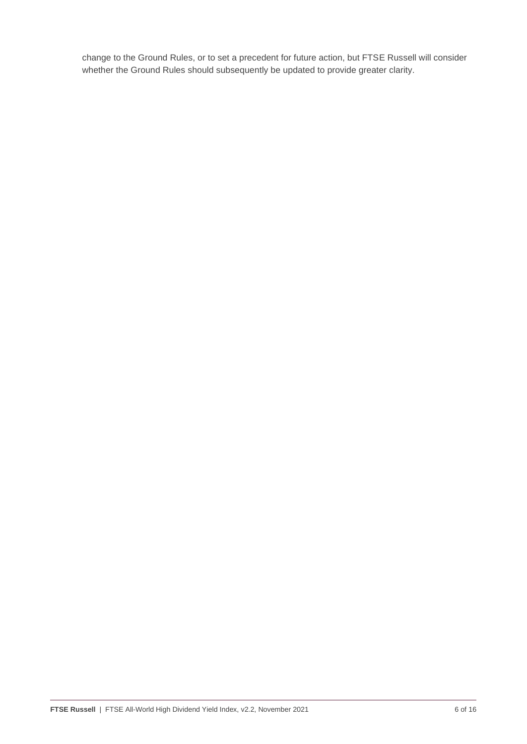change to the Ground Rules, or to set a precedent for future action, but FTSE Russell will consider whether the Ground Rules should subsequently be updated to provide greater clarity.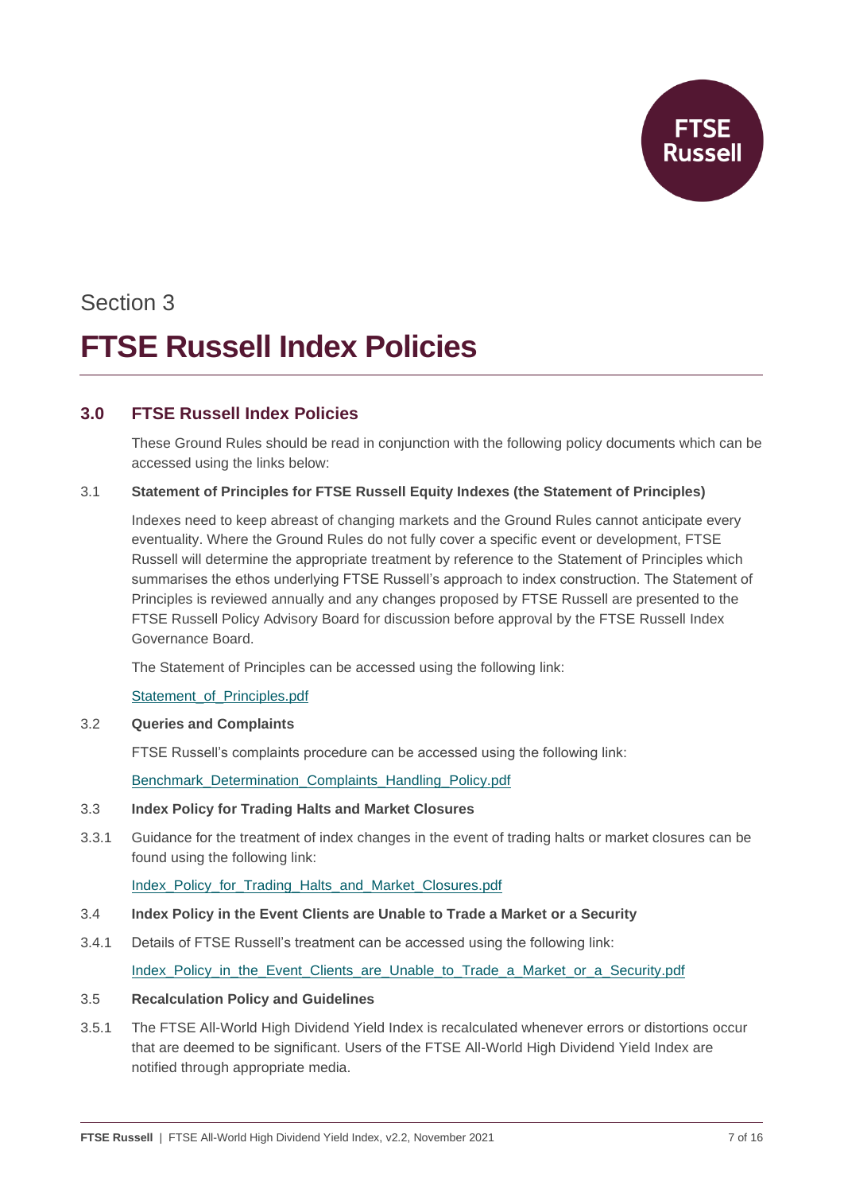Section 3

# FTSE Russell Index Policies

## 3.0 FTSE Russell Index Policies

These Ground Rules should be read in conjunction with the following policy documents which can be accessed using the links below:

3.1 **Statement of Principles for FTSE Russell Equity Indexes (the Statement of Principles)**

Indexes need to keep abreast of changing markets and the Ground Rules cannot anticipate every eventuality. Where the Ground Rules do not fully cover a specific event or development, FTSE Russell will determine the appropriate treatment by reference to the Statement of Principles which summarises the ethos underlying FTSE Russell's approach to index construction. The Statement of Principles is reviewed annually and any changes proposed by FTSE Russell are presented to the FTSE Russell Policy Advisory Board for discussion before approval by the FTSE Russell Index Governance Board.

The Statement of Principles can be accessed using the following link:

Statement_of_Principles.pdf

3.2 **Queries and Complaints**

FTSE Russell's complaints procedure can be accessed using the following link:

Benchmark_Determination_Complaints_Handling_Policy.pdf

3.3 **Index Policy for Trading Halts and Market Closures**

3.3.1 Guidance for the treatment of index changes in the event of trading halts or market closures can be found using the following link:

Index_Policy_for_Trading_Halts_and_Market_Closures.pdf

3.4 **Index Policy in the Event Clients are Unable to Trade a Market or a Security**

3.4.1 Details of FTSE Russell's treatment can be accessed using the following link:

Index_Policy_in_the_Event_Clients_are_Unable_to_Trade_a_Market_or_a_Security.pdf

3.5 **Recalculation Policy and Guidelines**

3.5.1 The FTSE All-World High Dividend Yield Index is recalculated whenever errors or distortions occur that are deemed to be significant. Users of the FTSE All-World High Dividend Yield Index are notified through appropriate media.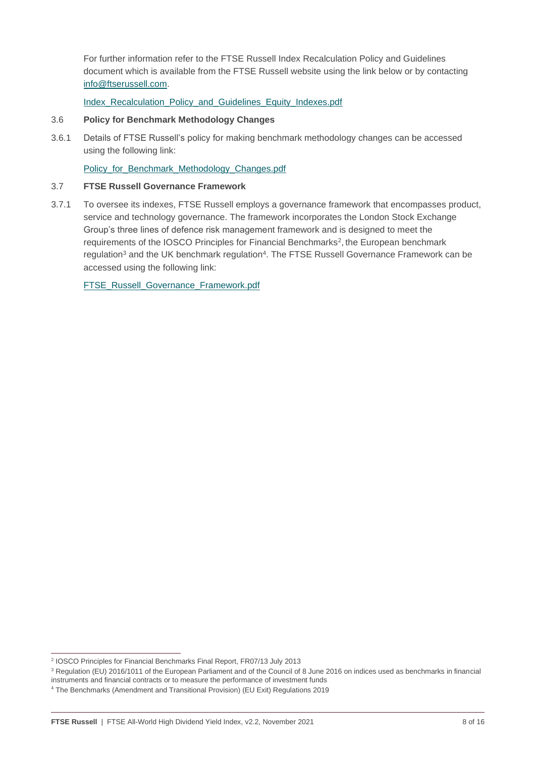For further information refer to the FTSE Russell Index Recalculation Policy and Guidelines document which is available from the FTSE Russell website using the link below or by contacting info@ftserussell.com.

Index_Recalculation_Policy_and_Guidelines_Equity_Indexes.pdf

### 3.6 Policy for Benchmark Methodology Changes

3.6.1 Details of FTSE Russell's policy for making benchmark methodology changes can be accessed using the following link:

Policy_for_Benchmark_Methodology_Changes.pdf

### 3.7 FTSE Russell Governance Framework

3.7.1 To oversee its indexes, FTSE Russell employs a governance framework that encompasses product, service and technology governance. The framework incorporates the London Stock Exchange Group's three lines of defence risk management framework and is designed to meet the requirements of the IOSCO Principles for Financial Benchmarks[2], the European benchmark regulation[3] and the UK benchmark regulation[4]. The FTSE Russell Governance Framework can be accessed using the following link:

FTSE_Russell_Governance_Framework.pdf

---

[2] IOSCO Principles for Financial Benchmarks Final Report, FR07/13 July 2013

[3] Regulation (EU) 2016/1011 of the European Parliament and of the Council of 8 June 2016 on indices used as benchmarks in financial instruments and financial contracts or to measure the performance of investment funds

[4] The Benchmarks (Amendment and Transitional Provision) (EU Exit) Regulations 2019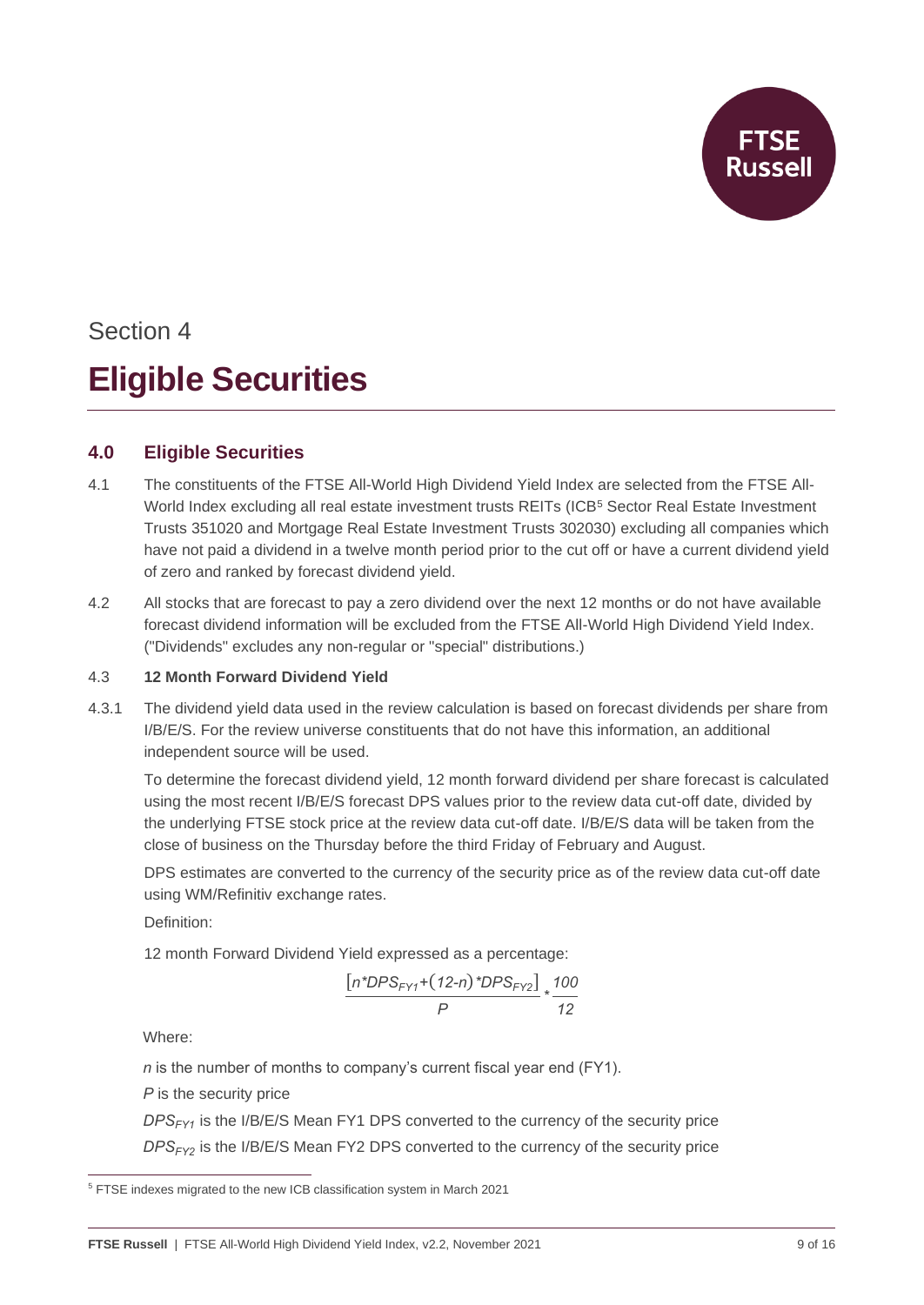Section 4

# Eligible Securities

## 4.0 Eligible Securities

4.1 The constituents of the FTSE All-World High Dividend Yield Index are selected from the FTSE All-World Index excluding all real estate investment trusts REITs (ICB[5] Sector Real Estate Investment Trusts 351020 and Mortgage Real Estate Investment Trusts 302030) excluding all companies which have not paid a dividend in a twelve month period prior to the cut off or have a current dividend yield of zero and ranked by forecast dividend yield.

4.2 All stocks that are forecast to pay a zero dividend over the next 12 months or do not have available forecast dividend information will be excluded from the FTSE All-World High Dividend Yield Index. ("Dividends" excludes any non-regular or "special" distributions.)

4.3 **12 Month Forward Dividend Yield**

4.3.1 The dividend yield data used in the review calculation is based on forecast dividends per share from I/B/E/S. For the review universe constituents that do not have this information, an additional independent source will be used.

To determine the forecast dividend yield, 12 month forward dividend per share forecast is calculated using the most recent I/B/E/S forecast DPS values prior to the review data cut-off date, divided by the underlying FTSE stock price at the review data cut-off date. I/B/E/S data will be taken from the close of business on the Thursday before the third Friday of February and August.

DPS estimates are converted to the currency of the security price as of the review data cut-off date using WM/Refinitiv exchange rates.

Definition:

12 month Forward Dividend Yield expressed as a percentage:

$$\frac{\left[n*DPS_{FY1}+(12-n)*DPS_{FY2}\right]}{P}*\frac{100}{12}$$

Where:

$n$ is the number of months to company's current fiscal year end (FY1).

$P$ is the security price

$DPS_{FY1}$ is the I/B/E/S Mean FY1 DPS converted to the currency of the security price

$DPS_{FY2}$ is the I/B/E/S Mean FY2 DPS converted to the currency of the security price

---

[5] FTSE indexes migrated to the new ICB classification system in March 2021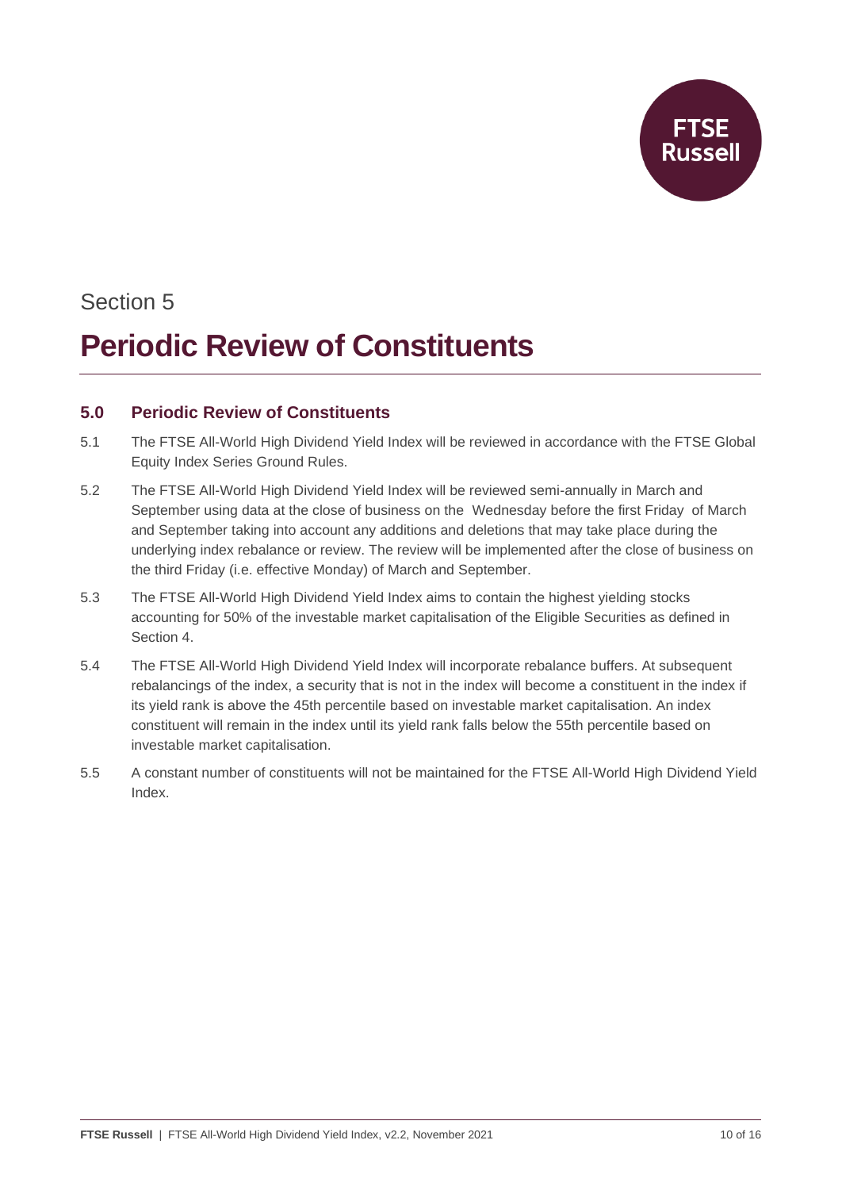Section 5

# Periodic Review of Constituents

## 5.0 Periodic Review of Constituents

5.1 The FTSE All-World High Dividend Yield Index will be reviewed in accordance with the FTSE Global Equity Index Series Ground Rules.

5.2 The FTSE All-World High Dividend Yield Index will be reviewed semi-annually in March and September using data at the close of business on the Wednesday before the first Friday of March and September taking into account any additions and deletions that may take place during the underlying index rebalance or review. The review will be implemented after the close of business on the third Friday (i.e. effective Monday) of March and September.

5.3 The FTSE All-World High Dividend Yield Index aims to contain the highest yielding stocks accounting for 50% of the investable market capitalisation of the Eligible Securities as defined in Section 4.

5.4 The FTSE All-World High Dividend Yield Index will incorporate rebalance buffers. At subsequent rebalancings of the index, a security that is not in the index will become a constituent in the index if its yield rank is above the 45th percentile based on investable market capitalisation. An index constituent will remain in the index until its yield rank falls below the 55th percentile based on investable market capitalisation.

5.5 A constant number of constituents will not be maintained for the FTSE All-World High Dividend Yield Index.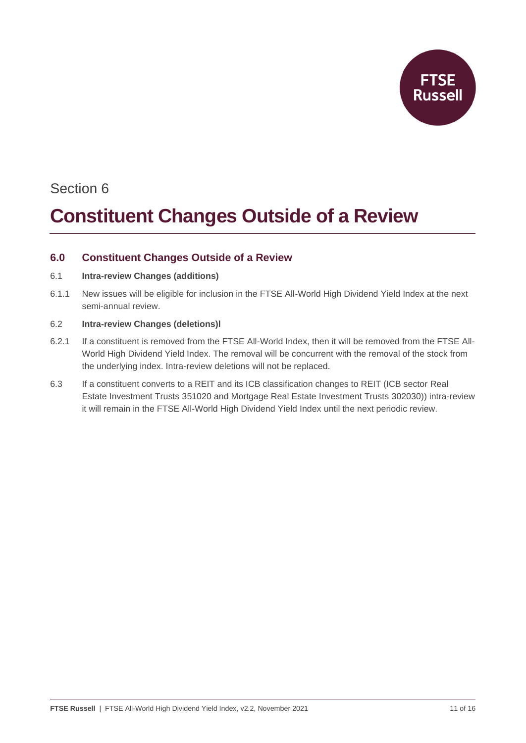Section 6

# Constituent Changes Outside of a Review

## 6.0 Constituent Changes Outside of a Review

6.1 **Intra-review Changes (additions)**

6.1.1 New issues will be eligible for inclusion in the FTSE All-World High Dividend Yield Index at the next semi-annual review.

6.2 **Intra-review Changes (deletions)l**

6.2.1 If a constituent is removed from the FTSE All-World Index, then it will be removed from the FTSE All-World High Dividend Yield Index. The removal will be concurrent with the removal of the stock from the underlying index. Intra-review deletions will not be replaced.

6.3 If a constituent converts to a REIT and its ICB classification changes to REIT (ICB sector Real Estate Investment Trusts 351020 and Mortgage Real Estate Investment Trusts 302030)) intra-review it will remain in the FTSE All-World High Dividend Yield Index until the next periodic review.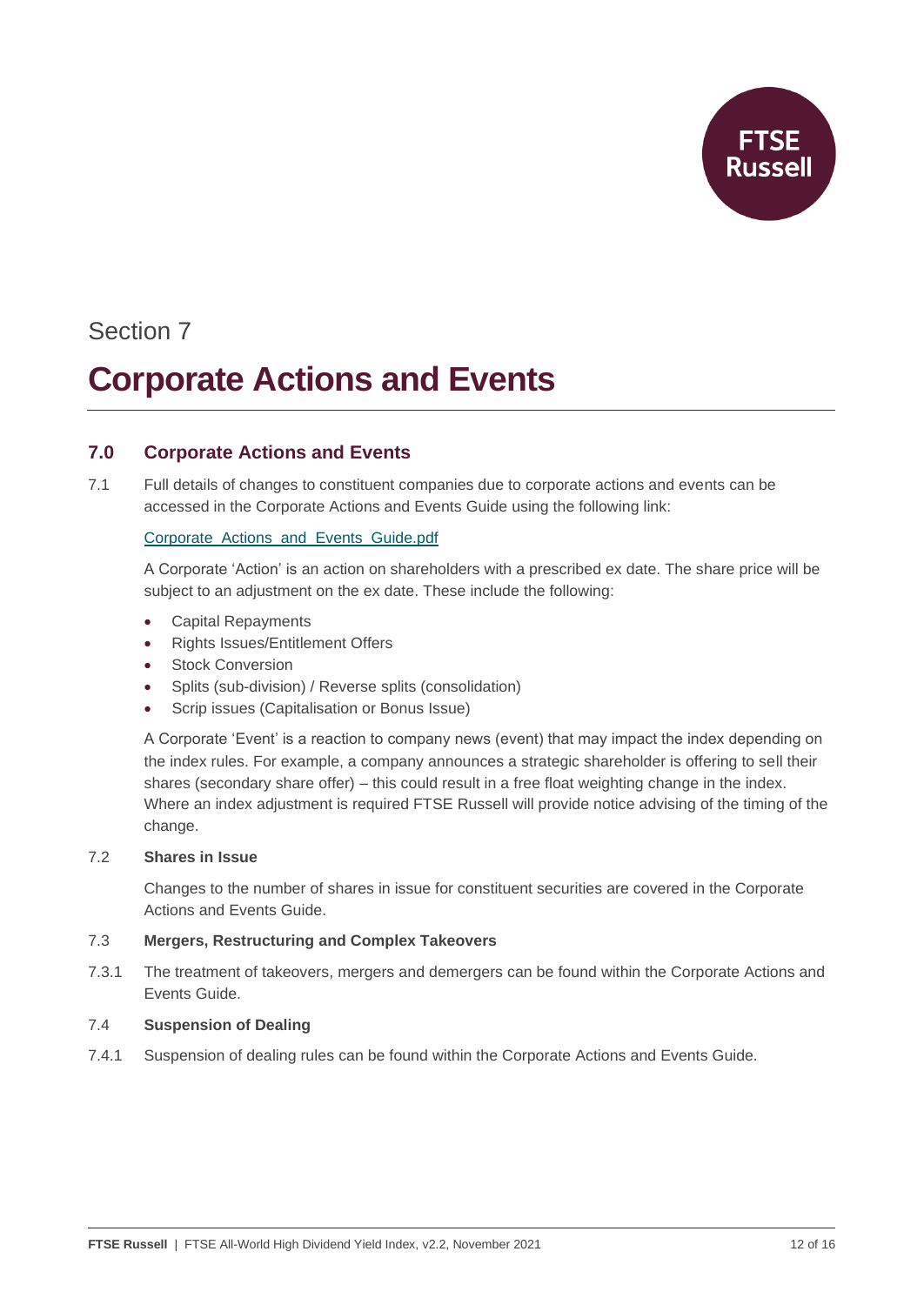Section 7

# Corporate Actions and Events

## 7.0 Corporate Actions and Events

7.1 Full details of changes to constituent companies due to corporate actions and events can be accessed in the Corporate Actions and Events Guide using the following link:

[Corporate_Actions_and_Events_Guide.pdf](Corporate_Actions_and_Events_Guide.pdf)

A Corporate 'Action' is an action on shareholders with a prescribed ex date. The share price will be subject to an adjustment on the ex date. These include the following:

- Capital Repayments
- Rights Issues/Entitlement Offers
- Stock Conversion
- Splits (sub-division) / Reverse splits (consolidation)
- Scrip issues (Capitalisation or Bonus Issue)

A Corporate 'Event' is a reaction to company news (event) that may impact the index depending on the index rules. For example, a company announces a strategic shareholder is offering to sell their shares (secondary share offer) – this could result in a free float weighting change in the index. Where an index adjustment is required FTSE Russell will provide notice advising of the timing of the change.

7.2 **Shares in Issue**

Changes to the number of shares in issue for constituent securities are covered in the Corporate Actions and Events Guide.

7.3 **Mergers, Restructuring and Complex Takeovers**

7.3.1 The treatment of takeovers, mergers and demergers can be found within the Corporate Actions and Events Guide.

7.4 **Suspension of Dealing**

7.4.1 Suspension of dealing rules can be found within the Corporate Actions and Events Guide.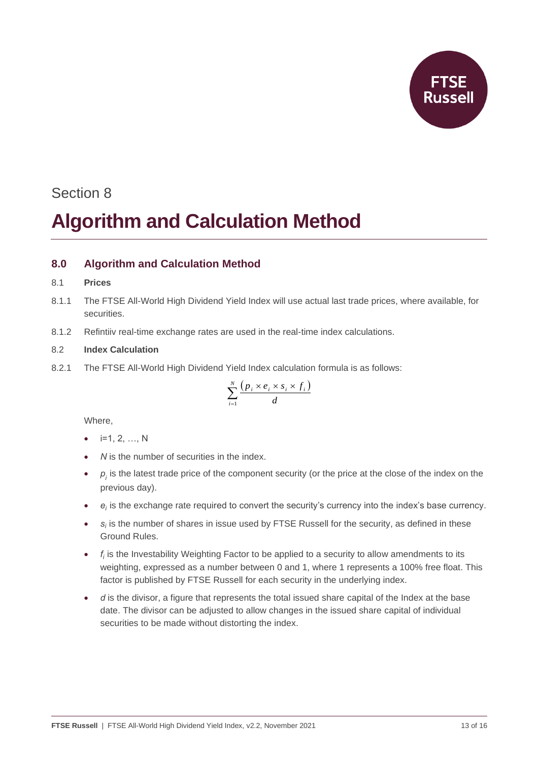Section 8

# Algorithm and Calculation Method

## 8.0 Algorithm and Calculation Method

8.1 **Prices**

8.1.1 The FTSE All-World High Dividend Yield Index will use actual last trade prices, where available, for securities.

8.1.2 Refintiiv real-time exchange rates are used in the real-time index calculations.

8.2 **Index Calculation**

8.2.1 The FTSE All-World High Dividend Yield Index calculation formula is as follows:

$$\sum_{i=1}^{N} \frac{(p_i \times e_i \times s_i \times f_i)}{d}$$

Where,

- i=1, 2, …, N
- $N$ is the number of securities in the index.
- $p_i$ is the latest trade price of the component security (or the price at the close of the index on the previous day).
- $e_i$ is the exchange rate required to convert the security's currency into the index's base currency.
- $s_i$ is the number of shares in issue used by FTSE Russell for the security, as defined in these Ground Rules.
- $f_i$ is the Investability Weighting Factor to be applied to a security to allow amendments to its weighting, expressed as a number between 0 and 1, where 1 represents a 100% free float. This factor is published by FTSE Russell for each security in the underlying index.
- $d$ is the divisor, a figure that represents the total issued share capital of the Index at the base date. The divisor can be adjusted to allow changes in the issued share capital of individual securities to be made without distorting the index.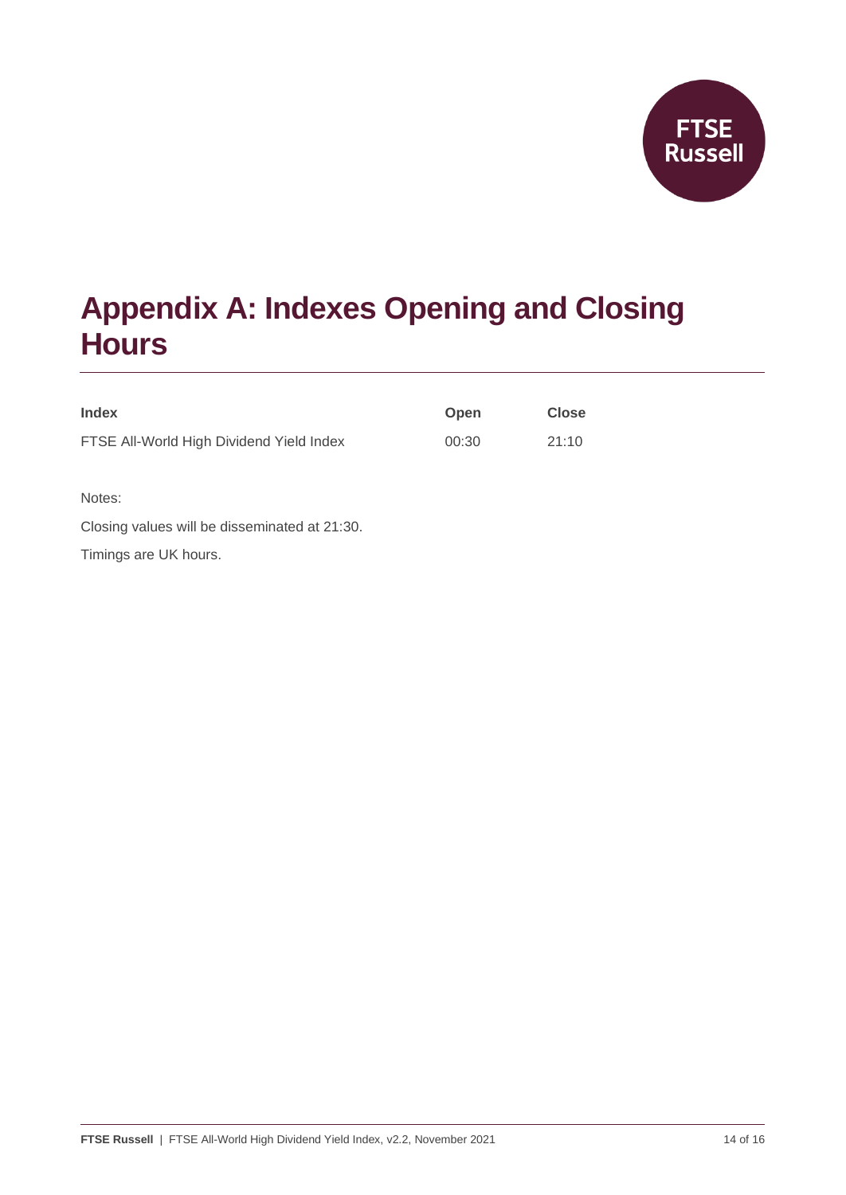# Appendix A: Indexes Opening and Closing Hours

| Index | Open | Close |
| --- | --- | --- |
| FTSE All-World High Dividend Yield Index | 00:30 | 21:10 |

Notes:

Closing values will be disseminated at 21:30.

Timings are UK hours.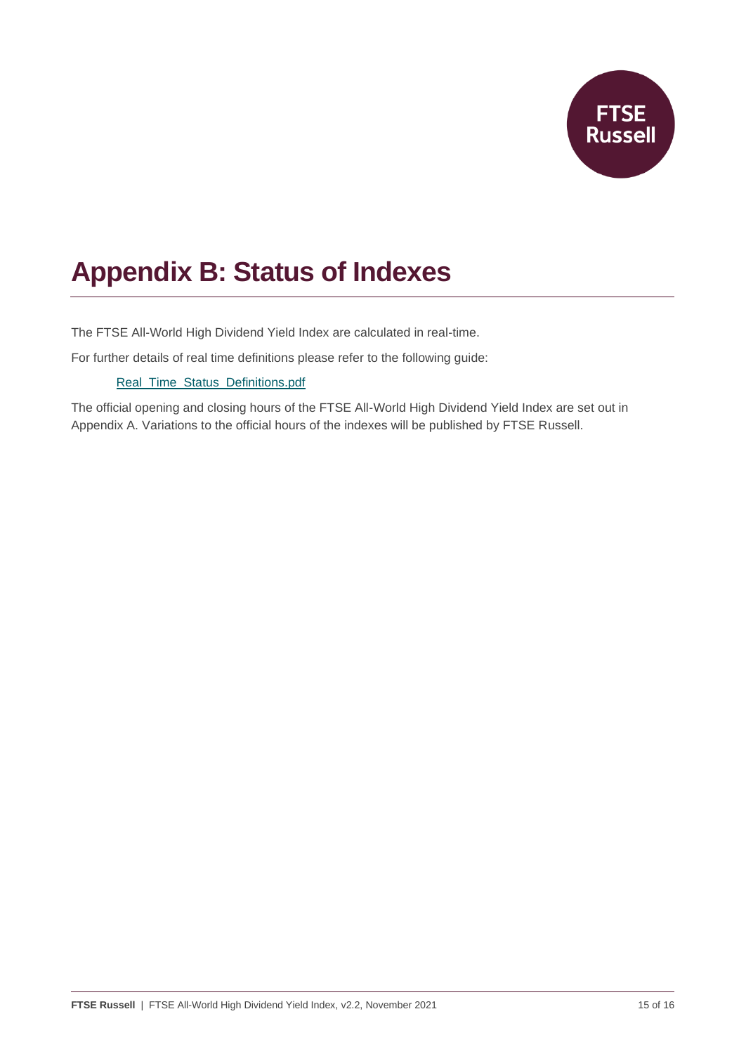# Appendix B: Status of Indexes

The FTSE All-World High Dividend Yield Index are calculated in real-time.

For further details of real time definitions please refer to the following guide:

[Real_Time_Status_Definitions.pdf](Real_Time_Status_Definitions.pdf)

The official opening and closing hours of the FTSE All-World High Dividend Yield Index are set out in Appendix A. Variations to the official hours of the indexes will be published by FTSE Russell.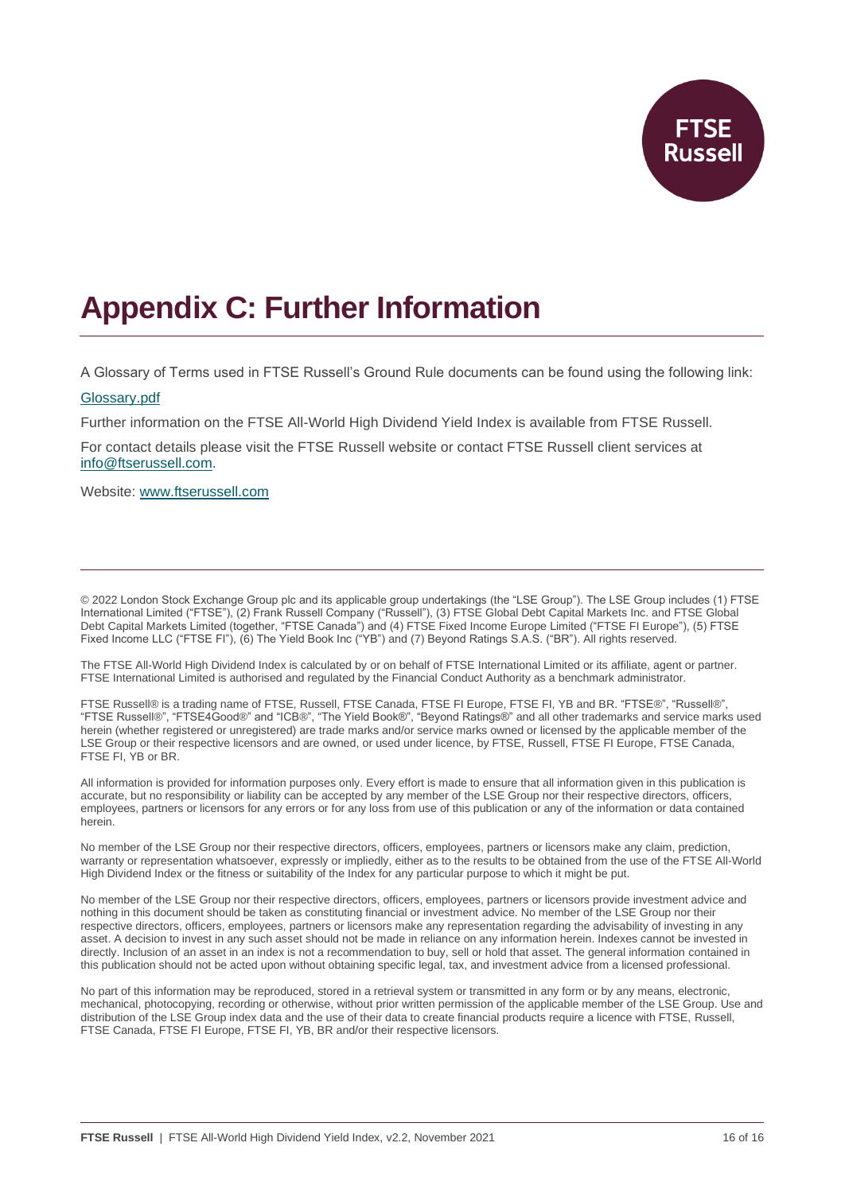# Appendix C: Further Information

A Glossary of Terms used in FTSE Russell's Ground Rule documents can be found using the following link:

[Glossary.pdf](Glossary.pdf)

Further information on the FTSE All-World High Dividend Yield Index is available from FTSE Russell.

For contact details please visit the FTSE Russell website or contact FTSE Russell client services at [info@ftserussell.com](mailto:info@ftserussell.com).

Website: [www.ftserussell.com](http://www.ftserussell.com)

---

© 2022 London Stock Exchange Group plc and its applicable group undertakings (the "LSE Group"). The LSE Group includes (1) FTSE International Limited ("FTSE"), (2) Frank Russell Company ("Russell"), (3) FTSE Global Debt Capital Markets Inc. and FTSE Global Debt Capital Markets Limited (together, "FTSE Canada") and (4) FTSE Fixed Income Europe Limited ("FTSE FI Europe"), (5) FTSE Fixed Income LLC ("FTSE FI"), (6) The Yield Book Inc ("YB") and (7) Beyond Ratings S.A.S. ("BR"). All rights reserved.

The FTSE All-World High Dividend Index is calculated by or on behalf of FTSE International Limited or its affiliate, agent or partner. FTSE International Limited is authorised and regulated by the Financial Conduct Authority as a benchmark administrator.

FTSE Russell® is a trading name of FTSE, Russell, FTSE Canada, FTSE FI Europe, FTSE FI, YB and BR. "FTSE®", "Russell®", "FTSE Russell®", "FTSE4Good®" and "ICB®", "The Yield Book®", "Beyond Ratings®" and all other trademarks and service marks used herein (whether registered or unregistered) are trade marks and/or service marks owned or licensed by the applicable member of the LSE Group or their respective licensors and are owned, or used under licence, by FTSE, Russell, FTSE FI Europe, FTSE Canada, FTSE FI, YB or BR.

All information is provided for information purposes only. Every effort is made to ensure that all information given in this publication is accurate, but no responsibility or liability can be accepted by any member of the LSE Group nor their respective directors, officers, employees, partners or licensors for any errors or for any loss from use of this publication or any of the information or data contained herein.

No member of the LSE Group nor their respective directors, officers, employees, partners or licensors make any claim, prediction, warranty or representation whatsoever, expressly or impliedly, either as to the results to be obtained from the use of the FTSE All-World High Dividend Index or the fitness or suitability of the Index for any particular purpose to which it might be put.

No member of the LSE Group nor their respective directors, officers, employees, partners or licensors provide investment advice and nothing in this document should be taken as constituting financial or investment advice. No member of the LSE Group nor their respective directors, officers, employees, partners or licensors make any representation regarding the advisability of investing in any asset. A decision to invest in any such asset should not be made in reliance on any information herein. Indexes cannot be invested in directly. Inclusion of an asset in an index is not a recommendation to buy, sell or hold that asset. The general information contained in this publication should not be acted upon without obtaining specific legal, tax, and investment advice from a licensed professional.

No part of this information may be reproduced, stored in a retrieval system or transmitted in any form or by any means, electronic, mechanical, photocopying, recording or otherwise, without prior written permission of the applicable member of the LSE Group. Use and distribution of the LSE Group index data and the use of their data to create financial products require a licence with FTSE, Russell, FTSE Canada, FTSE FI Europe, FTSE FI, YB, BR and/or their respective licensors.